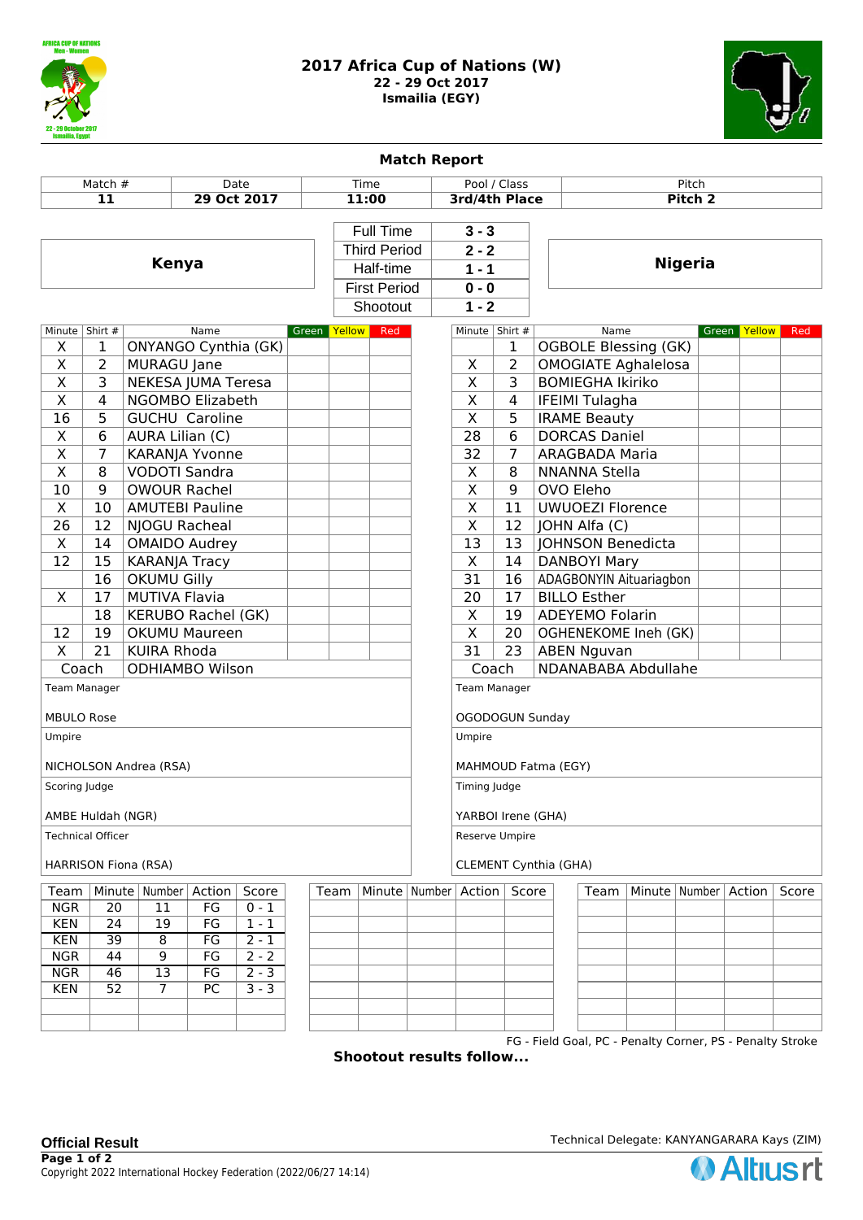# 2017 Africa Cup of Nations (W)

**22 - 29 Oct 2017**

**Ismailia (EGY)**

## Match Report

| Match # | Date | Time | Pool / Class | Pitch |
|---|---|---|---|---|
| **11** | **29 Oct 2017** | **11:00** | **3rd/4th Place** | **Pitch 2** |

| Kenya | | | Nigeria |
|---|---|---|---|
| | Full Time | **3 - 3** | |
| | Third Period | **2 - 2** | |
| | Half-time | **1 - 1** | |
| | First Period | **0 - 0** | |
| | Shootout | **1 - 2** | |

### Kenya

| Minute | Shirt # | Name | Green | Yellow | Red |
|---|---|---|---|---|---|
| X | 1 | ONYANGO Cynthia (GK) | | | |
| X | 2 | MURAGU Jane | | | |
| X | 3 | NEKESA JUMA Teresa | | | |
| X | 4 | NGOMBO Elizabeth | | | |
| 16 | 5 | GUCHU Caroline | | | |
| X | 6 | AURA Lilian (C) | | | |
| X | 7 | KARANJA Yvonne | | | |
| X | 8 | VODOTI Sandra | | | |
| 10 | 9 | OWOUR Rachel | | | |
| X | 10 | AMUTEBI Pauline | | | |
| 26 | 12 | NJOGU Racheal | | | |
| X | 14 | OMAIDO Audrey | | | |
| 12 | 15 | KARANJA Tracy | | | |
| | 16 | OKUMU Gilly | | | |
| X | 17 | MUTIVA Flavia | | | |
| | 18 | KERUBO Rachel (GK) | | | |
| 12 | 19 | OKUMU Maureen | | | |
| X | 21 | KUIRA Rhoda | | | |
| Coach | | ODHIAMBO Wilson | | | |

Team Manager: MBULO Rose

Umpire: NICHOLSON Andrea (RSA)

Scoring Judge: AMBE Huldah (NGR)

Technical Officer: HARRISON Fiona (RSA)

### Nigeria

| Minute | Shirt # | Name | Green | Yellow | Red |
|---|---|---|---|---|---|
| | 1 | OGBOLE Blessing (GK) | | | |
| X | 2 | OMOGIATE Aghalelosa | | | |
| X | 3 | BOMIEGHA Ikiriko | | | |
| X | 4 | IFEIMI Tulagha | | | |
| X | 5 | IRAME Beauty | | | |
| 28 | 6 | DORCAS Daniel | | | |
| 32 | 7 | ARAGBADA Maria | | | |
| X | 8 | NNANNA Stella | | | |
| X | 9 | OVO Eleho | | | |
| X | 11 | UWUOEZI Florence | | | |
| X | 12 | JOHN Alfa (C) | | | |
| 13 | 13 | JOHNSON Benedicta | | | |
| X | 14 | DANBOYI Mary | | | |
| 31 | 16 | ADAGBONYIN Aituariagbon | | | |
| 20 | 17 | BILLO Esther | | | |
| X | 19 | ADEYEMO Folarin | | | |
| X | 20 | OGHENEKOME Ineh (GK) | | | |
| 31 | 23 | ABEN Nguvan | | | |
| Coach | | NDANABABA Abdullahe | | | |

Team Manager: OGODOGUN Sunday

Umpire: MAHMOUD Fatma (EGY)

Timing Judge: YARBOI Irene (GHA)

Reserve Umpire: CLEMENT Cynthia (GHA)

### Goals

| Team | Minute | Number | Action | Score |
|---|---|---|---|---|
| NGR | 20 | 11 | FG | 0 - 1 |
| KEN | 24 | 19 | FG | 1 - 1 |
| KEN | 39 | 8 | FG | 2 - 1 |
| NGR | 44 | 9 | FG | 2 - 2 |
| NGR | 46 | 13 | FG | 2 - 3 |
| KEN | 52 | 7 | PC | 3 - 3 |

FG - Field Goal, PC - Penalty Corner, PS - Penalty Stroke

**Shootout results follow...**

**Official Result**

Technical Delegate: KANYANGARARA Kays (ZIM)

Copyright 2022 International Hockey Federation (2022/06/27 14:14)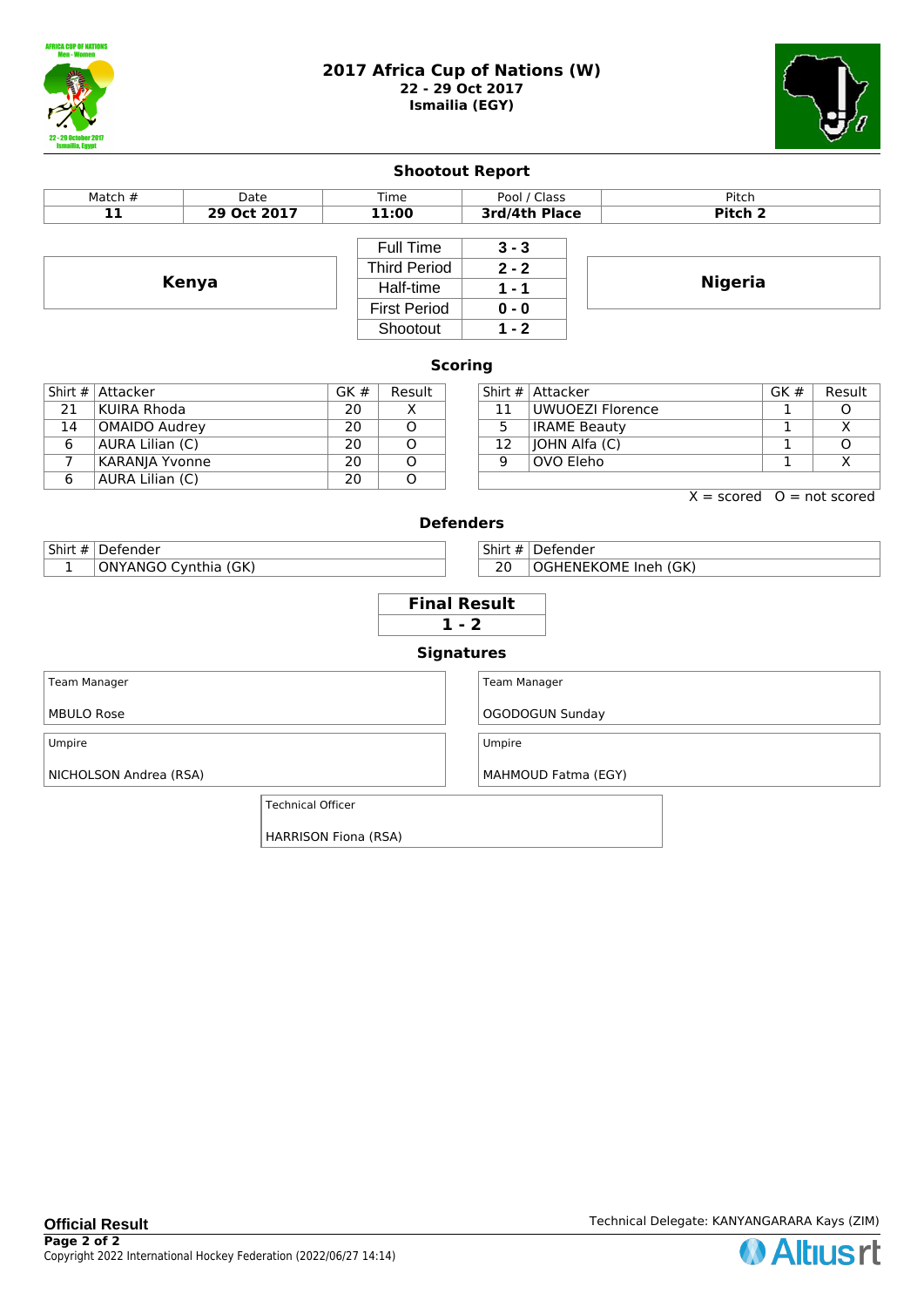# 2017 Africa Cup of Nations (W)

**22 - 29 Oct 2017**
**Ismailia (EGY)**

## Shootout Report

| Match # | Date | Time | Pool / Class | Pitch |
|---|---|---|---|---|
| **11** | **29 Oct 2017** | **11:00** | **3rd/4th Place** | **Pitch 2** |

**Kenya** vs **Nigeria**

| | |
|---|---|
| Full Time | **3 - 3** |
| Third Period | **2 - 2** |
| Half-time | **1 - 1** |
| First Period | **0 - 0** |
| Shootout | **1 - 2** |

### Scoring

**Kenya**

| Shirt # | Attacker | GK # | Result |
|---|---|---|---|
| 21 | KUIRA Rhoda | 20 | X |
| 14 | OMAIDO Audrey | 20 | O |
| 6 | AURA Lilian (C) | 20 | O |
| 7 | KARANJA Yvonne | 20 | O |
| 6 | AURA Lilian (C) | 20 | O |

**Nigeria**

| Shirt # | Attacker | GK # | Result |
|---|---|---|---|
| 11 | UWUOEZI Florence | 1 | O |
| 5 | IRAME Beauty | 1 | X |
| 12 | JOHN Alfa (C) | 1 | O |
| 9 | OVO Eleho | 1 | X |

X = scored O = not scored

### Defenders

**Kenya**

| Shirt # | Defender |
|---|---|
| 1 | ONYANGO Cynthia (GK) |

**Nigeria**

| Shirt # | Defender |
|---|---|
| 20 | OGHENEKOME Ineh (GK) |

### Final Result

**1 - 2**

### Signatures

| | |
|---|---|
| Team Manager: MBULO Rose | Team Manager: OGODOGUN Sunday |
| Umpire: NICHOLSON Andrea (RSA) | Umpire: MAHMOUD Fatma (EGY) |

Technical Officer: HARRISON Fiona (RSA)

**Official Result**

Technical Delegate: KANYANGARARA Kays (ZIM)

Copyright 2022 International Hockey Federation (2022/06/27 14:14)